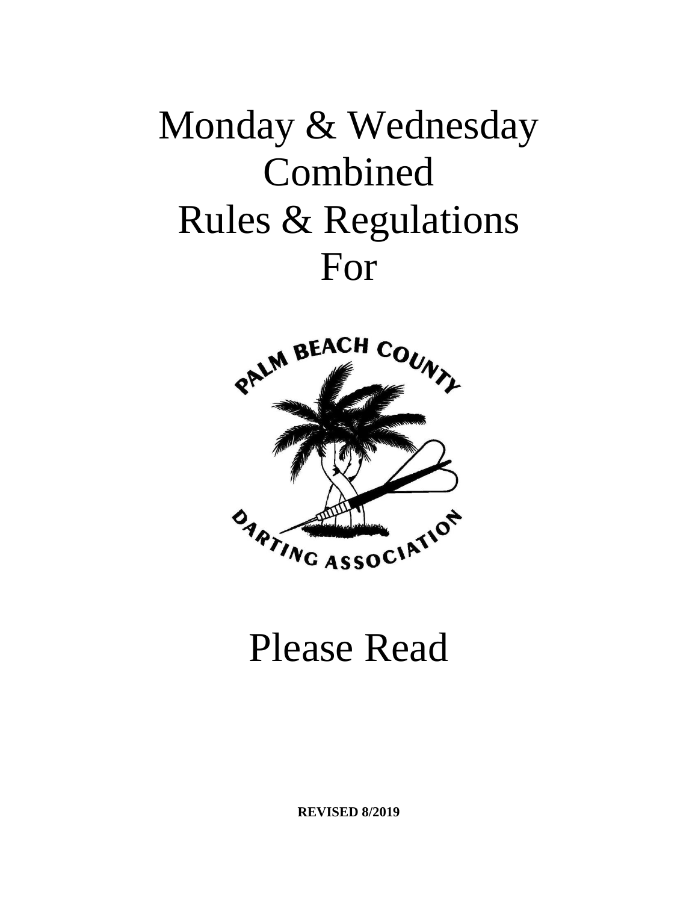# Monday & Wednesday Combined Rules & Regulations For

PALM BEACH COUNTY DARTING ASSOCIATION

# Please Read

**REVISED 8/2019**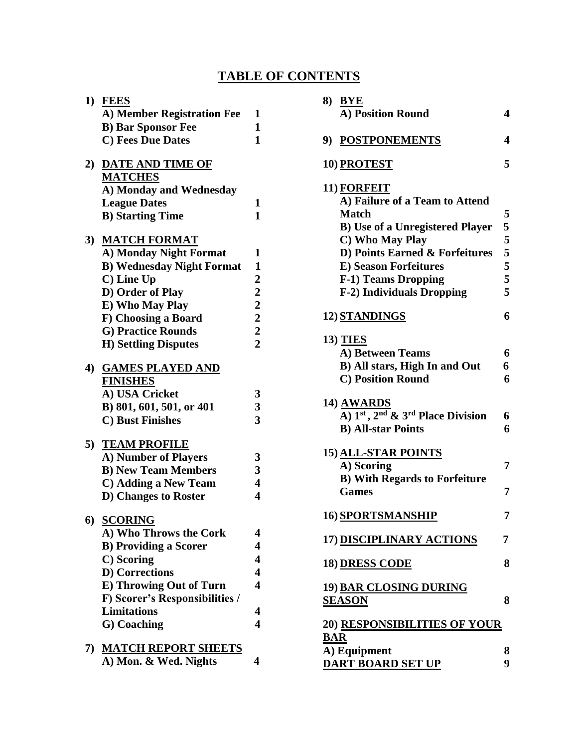# TABLE OF CONTENTS

**1) FEES**
- A) Member Registration Fee 1
- B) Bar Sponsor Fee 1
- C) Fees Due Dates 1

**2) DATE AND TIME OF MATCHES**
- A) Monday and Wednesday League Dates 1
- B) Starting Time 1

**3) MATCH FORMAT**
- A) Monday Night Format 1
- B) Wednesday Night Format 1
- C) Line Up 2
- D) Order of Play 2
- E) Who May Play 2
- F) Choosing a Board 2
- G) Practice Rounds 2
- H) Settling Disputes 2

**4) GAMES PLAYED AND FINISHES**
- A) USA Cricket 3
- B) 801, 601, 501, or 401 3
- C) Bust Finishes 3

**5) TEAM PROFILE**
- A) Number of Players 3
- B) New Team Members 3
- C) Adding a New Team 4
- D) Changes to Roster 4

**6) SCORING**
- A) Who Throws the Cork 4
- B) Providing a Scorer 4
- C) Scoring 4
- D) Corrections 4
- E) Throwing Out of Turn 4
- F) Scorer's Responsibilities / Limitations 4
- G) Coaching 4

**7) MATCH REPORT SHEETS**
- A) Mon. & Wed. Nights 4

**8) BYE**
- A) Position Round 4

**9) POSTPONEMENTS** 4

**10) PROTEST** 5

**11) FORFEIT**
- A) Failure of a Team to Attend Match 5
- B) Use of a Unregistered Player 5
- C) Who May Play 5
- D) Points Earned & Forfeitures 5
- E) Season Forfeitures 5
- F-1) Teams Dropping 5
- F-2) Individuals Dropping 5

**12) STANDINGS** 6

**13) TIES**
- A) Between Teams 6
- B) All stars, High In and Out 6
- C) Position Round 6

**14) AWARDS**
- A) 1st, 2nd & 3rd Place Division 6
- B) All-star Points 6

**15) ALL-STAR POINTS**
- A) Scoring 7
- B) With Regards to Forfeiture Games 7

**16) SPORTSMANSHIP** 7

**17) DISCIPLINARY ACTIONS** 7

**18) DRESS CODE** 8

**19) BAR CLOSING DURING SEASON** 8

**20) RESPONSIBILITIES OF YOUR BAR**
- A) Equipment 8

**DART BOARD SET UP** 9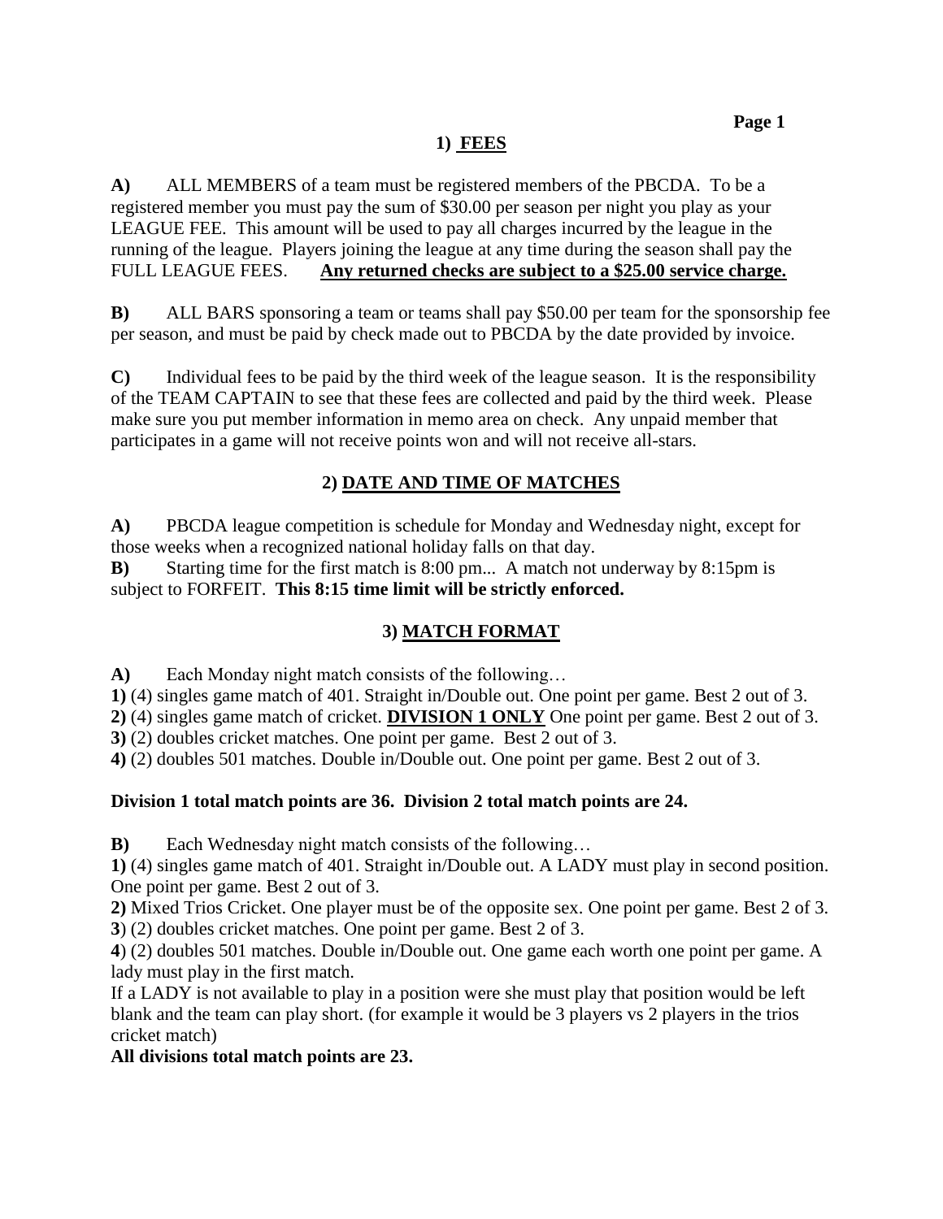## 1) FEES

**A)** ALL MEMBERS of a team must be registered members of the PBCDA. To be a registered member you must pay the sum of $30.00 per season per night you play as your LEAGUE FEE. This amount will be used to pay all charges incurred by the league in the running of the league. Players joining the league at any time during the season shall pay the FULL LEAGUE FEES. **Any returned checks are subject to a $25.00 service charge.**

**B)** ALL BARS sponsoring a team or teams shall pay $50.00 per team for the sponsorship fee per season, and must be paid by check made out to PBCDA by the date provided by invoice.

**C)** Individual fees to be paid by the third week of the league season. It is the responsibility of the TEAM CAPTAIN to see that these fees are collected and paid by the third week. Please make sure you put member information in memo area on check. Any unpaid member that participates in a game will not receive points won and will not receive all-stars.

## 2) DATE AND TIME OF MATCHES

**A)** PBCDA league competition is schedule for Monday and Wednesday night, except for those weeks when a recognized national holiday falls on that day.

**B)** Starting time for the first match is 8:00 pm... A match not underway by 8:15pm is subject to FORFEIT. **This 8:15 time limit will be strictly enforced.**

## 3) MATCH FORMAT

**A)** Each Monday night match consists of the following…

**1)** (4) singles game match of 401. Straight in/Double out. One point per game. Best 2 out of 3.

**2)** (4) singles game match of cricket. **DIVISION 1 ONLY** One point per game. Best 2 out of 3.

**3)** (2) doubles cricket matches. One point per game. Best 2 out of 3.

**4)** (2) doubles 501 matches. Double in/Double out. One point per game. Best 2 out of 3.

**Division 1 total match points are 36. Division 2 total match points are 24.**

**B)** Each Wednesday night match consists of the following…

**1)** (4) singles game match of 401. Straight in/Double out. A LADY must play in second position. One point per game. Best 2 out of 3.

**2)** Mixed Trios Cricket. One player must be of the opposite sex. One point per game. Best 2 of 3.

**3**) (2) doubles cricket matches. One point per game. Best 2 of 3.

**4**) (2) doubles 501 matches. Double in/Double out. One game each worth one point per game. A lady must play in the first match.

If a LADY is not available to play in a position were she must play that position would be left blank and the team can play short. (for example it would be 3 players vs 2 players in the trios cricket match)

**All divisions total match points are 23.**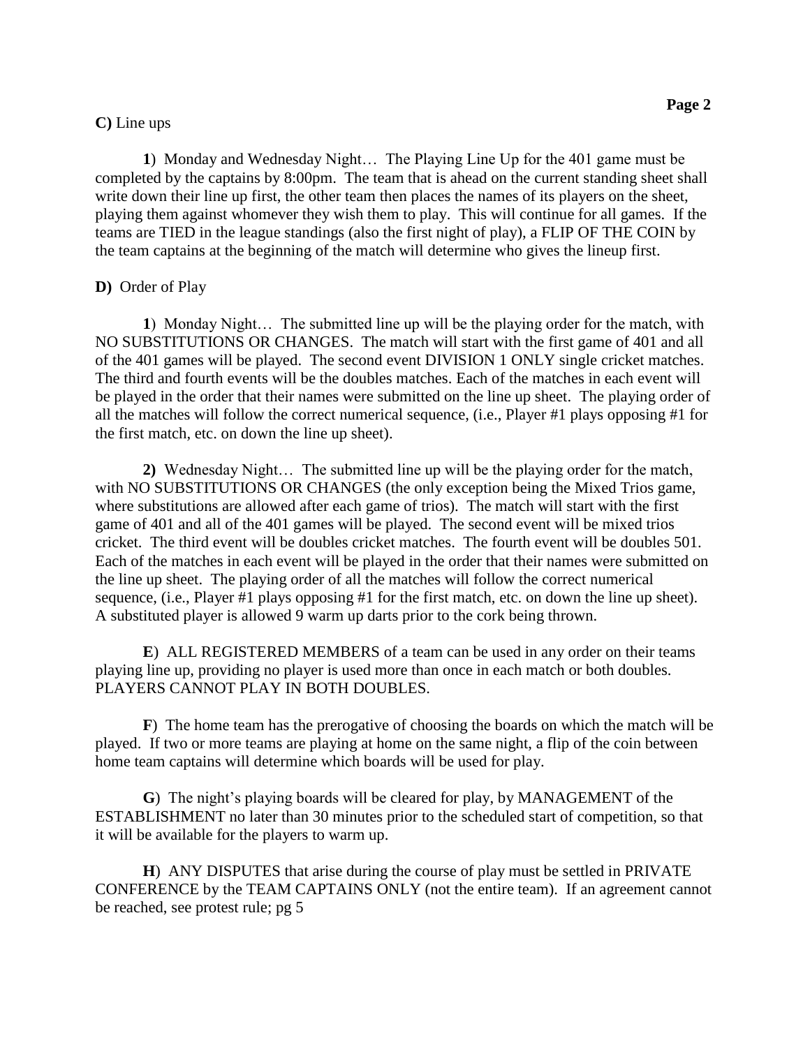**C)** Line ups

**1**) Monday and Wednesday Night… The Playing Line Up for the 401 game must be completed by the captains by 8:00pm. The team that is ahead on the current standing sheet shall write down their line up first, the other team then places the names of its players on the sheet, playing them against whomever they wish them to play. This will continue for all games. If the teams are TIED in the league standings (also the first night of play), a FLIP OF THE COIN by the team captains at the beginning of the match will determine who gives the lineup first.

**D)** Order of Play

**1**) Monday Night… The submitted line up will be the playing order for the match, with NO SUBSTITUTIONS OR CHANGES. The match will start with the first game of 401 and all of the 401 games will be played. The second event DIVISION 1 ONLY single cricket matches. The third and fourth events will be the doubles matches. Each of the matches in each event will be played in the order that their names were submitted on the line up sheet. The playing order of all the matches will follow the correct numerical sequence, (i.e., Player #1 plays opposing #1 for the first match, etc. on down the line up sheet).

**2)** Wednesday Night… The submitted line up will be the playing order for the match, with NO SUBSTITUTIONS OR CHANGES (the only exception being the Mixed Trios game, where substitutions are allowed after each game of trios). The match will start with the first game of 401 and all of the 401 games will be played. The second event will be mixed trios cricket. The third event will be doubles cricket matches. The fourth event will be doubles 501. Each of the matches in each event will be played in the order that their names were submitted on the line up sheet. The playing order of all the matches will follow the correct numerical sequence, (i.e., Player #1 plays opposing #1 for the first match, etc. on down the line up sheet). A substituted player is allowed 9 warm up darts prior to the cork being thrown.

**E**) ALL REGISTERED MEMBERS of a team can be used in any order on their teams playing line up, providing no player is used more than once in each match or both doubles. PLAYERS CANNOT PLAY IN BOTH DOUBLES.

**F**) The home team has the prerogative of choosing the boards on which the match will be played. If two or more teams are playing at home on the same night, a flip of the coin between home team captains will determine which boards will be used for play.

**G**) The night's playing boards will be cleared for play, by MANAGEMENT of the ESTABLISHMENT no later than 30 minutes prior to the scheduled start of competition, so that it will be available for the players to warm up.

**H**) ANY DISPUTES that arise during the course of play must be settled in PRIVATE CONFERENCE by the TEAM CAPTAINS ONLY (not the entire team). If an agreement cannot be reached, see protest rule; pg 5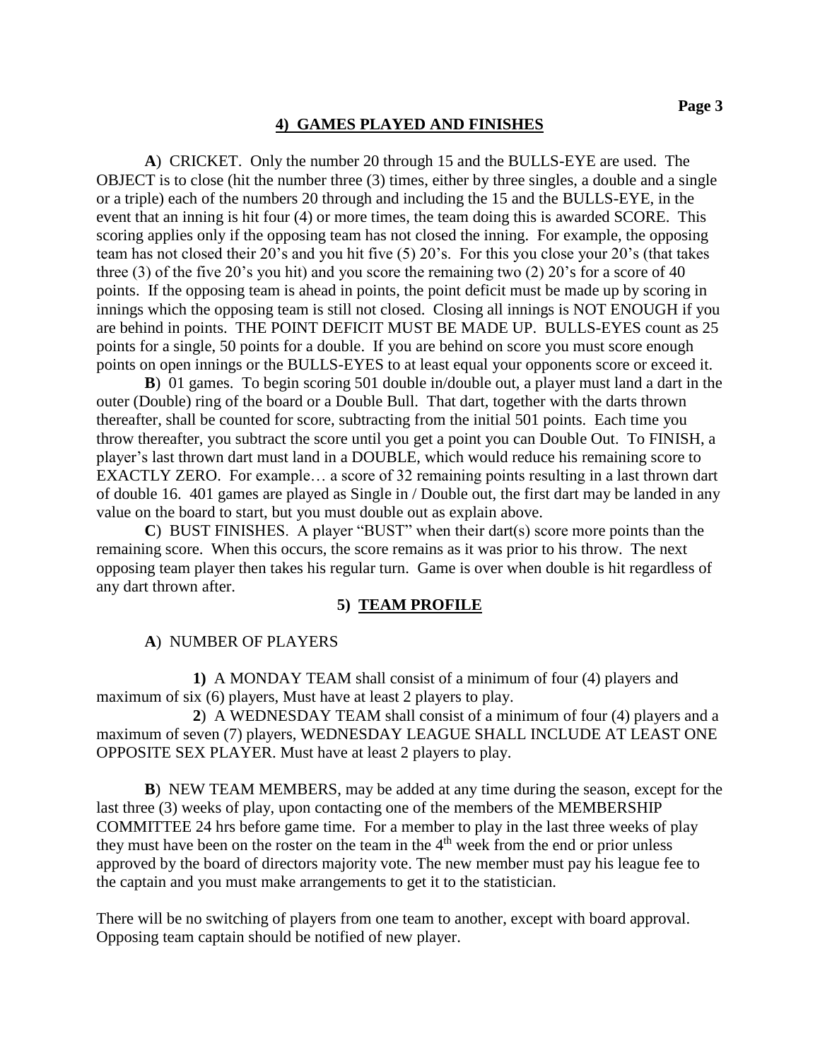## 4) GAMES PLAYED AND FINISHES

**A**) CRICKET. Only the number 20 through 15 and the BULLS-EYE are used. The OBJECT is to close (hit the number three (3) times, either by three singles, a double and a single or a triple) each of the numbers 20 through and including the 15 and the BULLS-EYE, in the event that an inning is hit four (4) or more times, the team doing this is awarded SCORE. This scoring applies only if the opposing team has not closed the inning. For example, the opposing team has not closed their 20's and you hit five (5) 20's. For this you close your 20's (that takes three (3) of the five 20's you hit) and you score the remaining two (2) 20's for a score of 40 points. If the opposing team is ahead in points, the point deficit must be made up by scoring in innings which the opposing team is still not closed. Closing all innings is NOT ENOUGH if you are behind in points. THE POINT DEFICIT MUST BE MADE UP. BULLS-EYES count as 25 points for a single, 50 points for a double. If you are behind on score you must score enough points on open innings or the BULLS-EYES to at least equal your opponents score or exceed it.

**B**) 01 games. To begin scoring 501 double in/double out, a player must land a dart in the outer (Double) ring of the board or a Double Bull. That dart, together with the darts thrown thereafter, shall be counted for score, subtracting from the initial 501 points. Each time you throw thereafter, you subtract the score until you get a point you can Double Out. To FINISH, a player's last thrown dart must land in a DOUBLE, which would reduce his remaining score to EXACTLY ZERO. For example… a score of 32 remaining points resulting in a last thrown dart of double 16. 401 games are played as Single in / Double out, the first dart may be landed in any value on the board to start, but you must double out as explain above.

**C**) BUST FINISHES. A player "BUST" when their dart(s) score more points than the remaining score. When this occurs, the score remains as it was prior to his throw. The next opposing team player then takes his regular turn. Game is over when double is hit regardless of any dart thrown after.

## 5) TEAM PROFILE

**A**) NUMBER OF PLAYERS

**1)** A MONDAY TEAM shall consist of a minimum of four (4) players and maximum of six (6) players, Must have at least 2 players to play.

**2**) A WEDNESDAY TEAM shall consist of a minimum of four (4) players and a maximum of seven (7) players, WEDNESDAY LEAGUE SHALL INCLUDE AT LEAST ONE OPPOSITE SEX PLAYER. Must have at least 2 players to play.

**B**) NEW TEAM MEMBERS, may be added at any time during the season, except for the last three (3) weeks of play, upon contacting one of the members of the MEMBERSHIP COMMITTEE 24 hrs before game time. For a member to play in the last three weeks of play they must have been on the roster on the team in the 4th week from the end or prior unless approved by the board of directors majority vote. The new member must pay his league fee to the captain and you must make arrangements to get it to the statistician.

There will be no switching of players from one team to another, except with board approval. Opposing team captain should be notified of new player.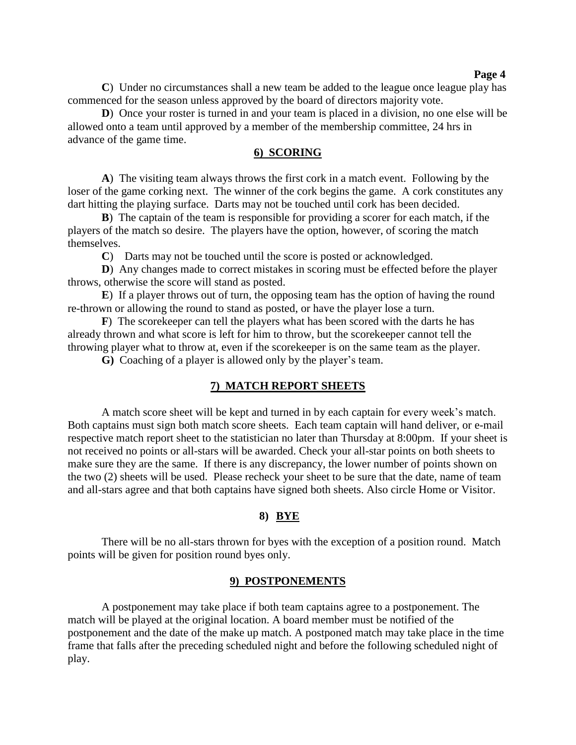**C**) Under no circumstances shall a new team be added to the league once league play has commenced for the season unless approved by the board of directors majority vote.

**D**) Once your roster is turned in and your team is placed in a division, no one else will be allowed onto a team until approved by a member of the membership committee, 24 hrs in advance of the game time.

## 6) SCORING

**A**) The visiting team always throws the first cork in a match event. Following by the loser of the game corking next. The winner of the cork begins the game. A cork constitutes any dart hitting the playing surface. Darts may not be touched until cork has been decided.

**B**) The captain of the team is responsible for providing a scorer for each match, if the players of the match so desire. The players have the option, however, of scoring the match themselves.

**C**) Darts may not be touched until the score is posted or acknowledged.

**D**) Any changes made to correct mistakes in scoring must be effected before the player throws, otherwise the score will stand as posted.

**E**) If a player throws out of turn, the opposing team has the option of having the round re-thrown or allowing the round to stand as posted, or have the player lose a turn.

**F**) The scorekeeper can tell the players what has been scored with the darts he has already thrown and what score is left for him to throw, but the scorekeeper cannot tell the throwing player what to throw at, even if the scorekeeper is on the same team as the player.

**G)** Coaching of a player is allowed only by the player's team.

## 7) MATCH REPORT SHEETS

A match score sheet will be kept and turned in by each captain for every week's match. Both captains must sign both match score sheets. Each team captain will hand deliver, or e-mail respective match report sheet to the statistician no later than Thursday at 8:00pm. If your sheet is not received no points or all-stars will be awarded. Check your all-star points on both sheets to make sure they are the same. If there is any discrepancy, the lower number of points shown on the two (2) sheets will be used. Please recheck your sheet to be sure that the date, name of team and all-stars agree and that both captains have signed both sheets. Also circle Home or Visitor.

## 8) BYE

There will be no all-stars thrown for byes with the exception of a position round. Match points will be given for position round byes only.

## 9) POSTPONEMENTS

A postponement may take place if both team captains agree to a postponement. The match will be played at the original location. A board member must be notified of the postponement and the date of the make up match. A postponed match may take place in the time frame that falls after the preceding scheduled night and before the following scheduled night of play.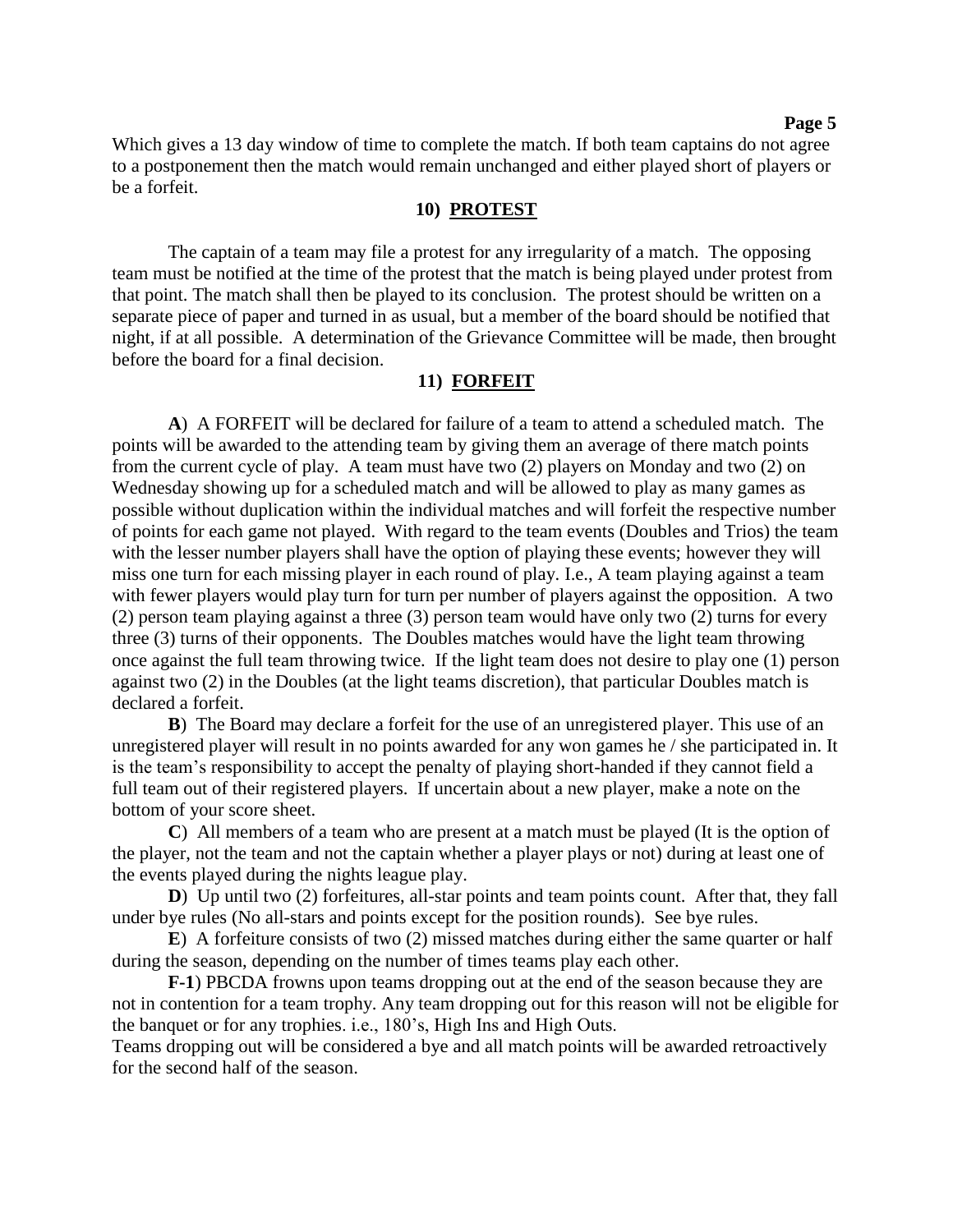Which gives a 13 day window of time to complete the match. If both team captains do not agree to a postponement then the match would remain unchanged and either played short of players or be a forfeit.

## 10) PROTEST

The captain of a team may file a protest for any irregularity of a match. The opposing team must be notified at the time of the protest that the match is being played under protest from that point. The match shall then be played to its conclusion. The protest should be written on a separate piece of paper and turned in as usual, but a member of the board should be notified that night, if at all possible. A determination of the Grievance Committee will be made, then brought before the board for a final decision.

## 11) FORFEIT

**A**) A FORFEIT will be declared for failure of a team to attend a scheduled match. The points will be awarded to the attending team by giving them an average of there match points from the current cycle of play. A team must have two (2) players on Monday and two (2) on Wednesday showing up for a scheduled match and will be allowed to play as many games as possible without duplication within the individual matches and will forfeit the respective number of points for each game not played. With regard to the team events (Doubles and Trios) the team with the lesser number players shall have the option of playing these events; however they will miss one turn for each missing player in each round of play. I.e., A team playing against a team with fewer players would play turn for turn per number of players against the opposition. A two (2) person team playing against a three (3) person team would have only two (2) turns for every three (3) turns of their opponents. The Doubles matches would have the light team throwing once against the full team throwing twice. If the light team does not desire to play one (1) person against two (2) in the Doubles (at the light teams discretion), that particular Doubles match is declared a forfeit.

**B**) The Board may declare a forfeit for the use of an unregistered player. This use of an unregistered player will result in no points awarded for any won games he / she participated in. It is the team's responsibility to accept the penalty of playing short-handed if they cannot field a full team out of their registered players. If uncertain about a new player, make a note on the bottom of your score sheet.

**C**) All members of a team who are present at a match must be played (It is the option of the player, not the team and not the captain whether a player plays or not) during at least one of the events played during the nights league play.

**D**) Up until two (2) forfeitures, all-star points and team points count. After that, they fall under bye rules (No all-stars and points except for the position rounds). See bye rules.

**E**) A forfeiture consists of two (2) missed matches during either the same quarter or half during the season, depending on the number of times teams play each other.

**F-1**) PBCDA frowns upon teams dropping out at the end of the season because they are not in contention for a team trophy. Any team dropping out for this reason will not be eligible for the banquet or for any trophies. i.e., 180's, High Ins and High Outs.

Teams dropping out will be considered a bye and all match points will be awarded retroactively for the second half of the season.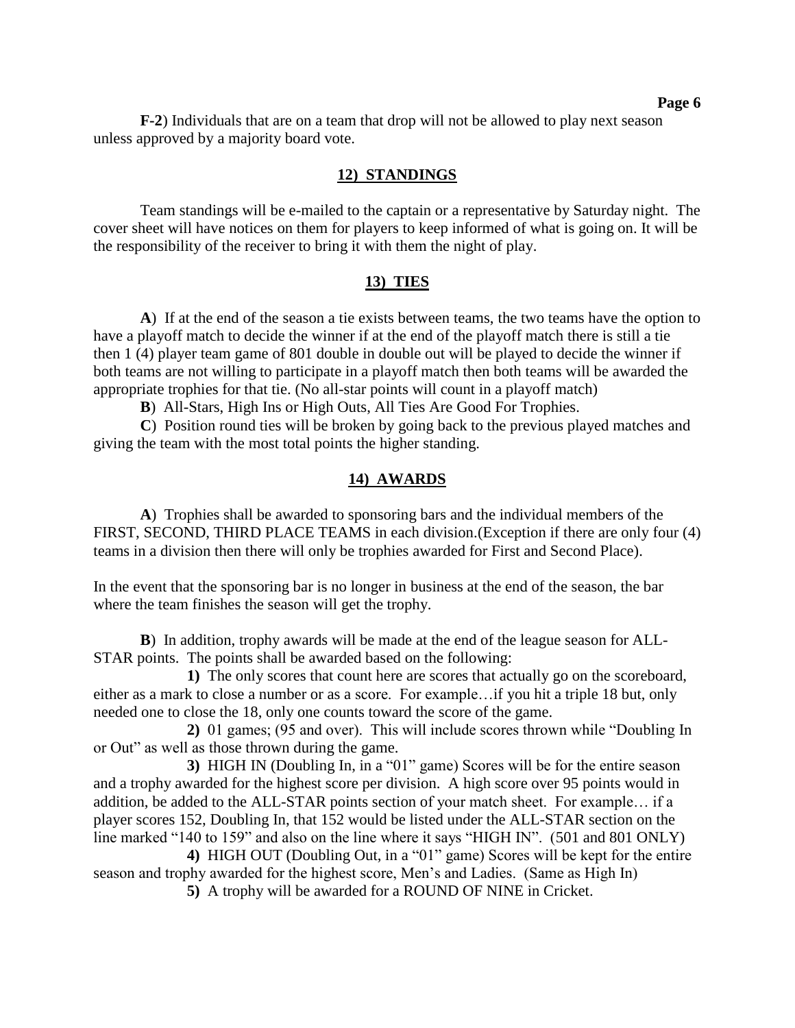**F-2**) Individuals that are on a team that drop will not be allowed to play next season unless approved by a majority board vote.

## 12) STANDINGS

Team standings will be e-mailed to the captain or a representative by Saturday night. The cover sheet will have notices on them for players to keep informed of what is going on. It will be the responsibility of the receiver to bring it with them the night of play.

## 13) TIES

**A**) If at the end of the season a tie exists between teams, the two teams have the option to have a playoff match to decide the winner if at the end of the playoff match there is still a tie then 1 (4) player team game of 801 double in double out will be played to decide the winner if both teams are not willing to participate in a playoff match then both teams will be awarded the appropriate trophies for that tie. (No all-star points will count in a playoff match)

**B**) All-Stars, High Ins or High Outs, All Ties Are Good For Trophies.

**C**) Position round ties will be broken by going back to the previous played matches and giving the team with the most total points the higher standing.

## 14) AWARDS

**A**) Trophies shall be awarded to sponsoring bars and the individual members of the FIRST, SECOND, THIRD PLACE TEAMS in each division.(Exception if there are only four (4) teams in a division then there will only be trophies awarded for First and Second Place).

In the event that the sponsoring bar is no longer in business at the end of the season, the bar where the team finishes the season will get the trophy.

**B**) In addition, trophy awards will be made at the end of the league season for ALL-STAR points. The points shall be awarded based on the following:

**1)** The only scores that count here are scores that actually go on the scoreboard, either as a mark to close a number or as a score. For example…if you hit a triple 18 but, only needed one to close the 18, only one counts toward the score of the game.

**2)** 01 games; (95 and over). This will include scores thrown while "Doubling In or Out" as well as those thrown during the game.

**3)** HIGH IN (Doubling In, in a "01" game) Scores will be for the entire season and a trophy awarded for the highest score per division. A high score over 95 points would in addition, be added to the ALL-STAR points section of your match sheet. For example… if a player scores 152, Doubling In, that 152 would be listed under the ALL-STAR section on the line marked "140 to 159" and also on the line where it says "HIGH IN". (501 and 801 ONLY)

**4)** HIGH OUT (Doubling Out, in a "01" game) Scores will be kept for the entire season and trophy awarded for the highest score, Men's and Ladies. (Same as High In)

**5)** A trophy will be awarded for a ROUND OF NINE in Cricket.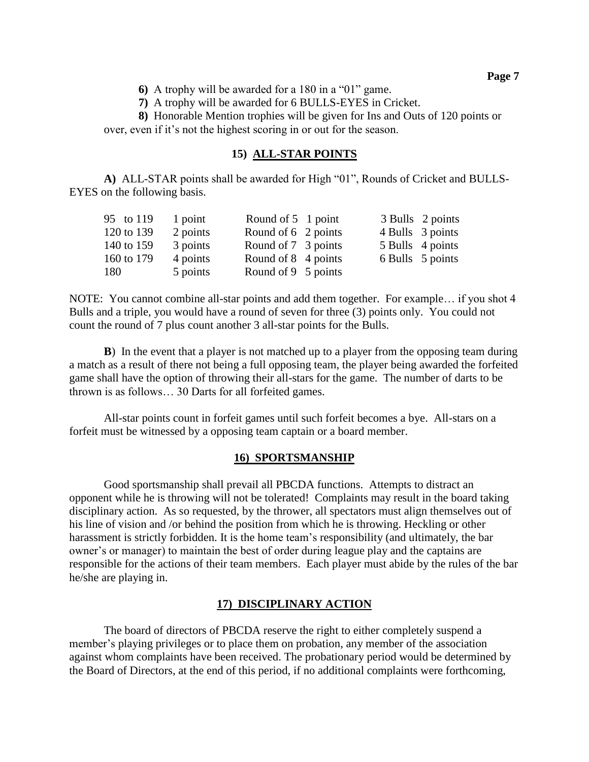**6)** A trophy will be awarded for a 180 in a "01" game.

**7)** A trophy will be awarded for 6 BULLS-EYES in Cricket.

**8)** Honorable Mention trophies will be given for Ins and Outs of 120 points or over, even if it's not the highest scoring in or out for the season.

## 15) ALL-STAR POINTS

**A)** ALL-STAR points shall be awarded for High "01", Rounds of Cricket and BULLS-EYES on the following basis.

| | | | | | |
|---|---|---|---|---|---|
| 95 to 119 | 1 point | Round of 5 | 1 point | 3 Bulls | 2 points |
| 120 to 139 | 2 points | Round of 6 | 2 points | 4 Bulls | 3 points |
| 140 to 159 | 3 points | Round of 7 | 3 points | 5 Bulls | 4 points |
| 160 to 179 | 4 points | Round of 8 | 4 points | 6 Bulls | 5 points |
| 180 | 5 points | Round of 9 | 5 points | | |

NOTE: You cannot combine all-star points and add them together. For example… if you shot 4 Bulls and a triple, you would have a round of seven for three (3) points only. You could not count the round of 7 plus count another 3 all-star points for the Bulls.

**B**) In the event that a player is not matched up to a player from the opposing team during a match as a result of there not being a full opposing team, the player being awarded the forfeited game shall have the option of throwing their all-stars for the game. The number of darts to be thrown is as follows… 30 Darts for all forfeited games.

All-star points count in forfeit games until such forfeit becomes a bye. All-stars on a forfeit must be witnessed by a opposing team captain or a board member.

## 16) SPORTSMANSHIP

Good sportsmanship shall prevail all PBCDA functions. Attempts to distract an opponent while he is throwing will not be tolerated! Complaints may result in the board taking disciplinary action. As so requested, by the thrower, all spectators must align themselves out of his line of vision and /or behind the position from which he is throwing. Heckling or other harassment is strictly forbidden. It is the home team's responsibility (and ultimately, the bar owner's or manager) to maintain the best of order during league play and the captains are responsible for the actions of their team members. Each player must abide by the rules of the bar he/she are playing in.

## 17) DISCIPLINARY ACTION

The board of directors of PBCDA reserve the right to either completely suspend a member's playing privileges or to place them on probation, any member of the association against whom complaints have been received. The probationary period would be determined by the Board of Directors, at the end of this period, if no additional complaints were forthcoming,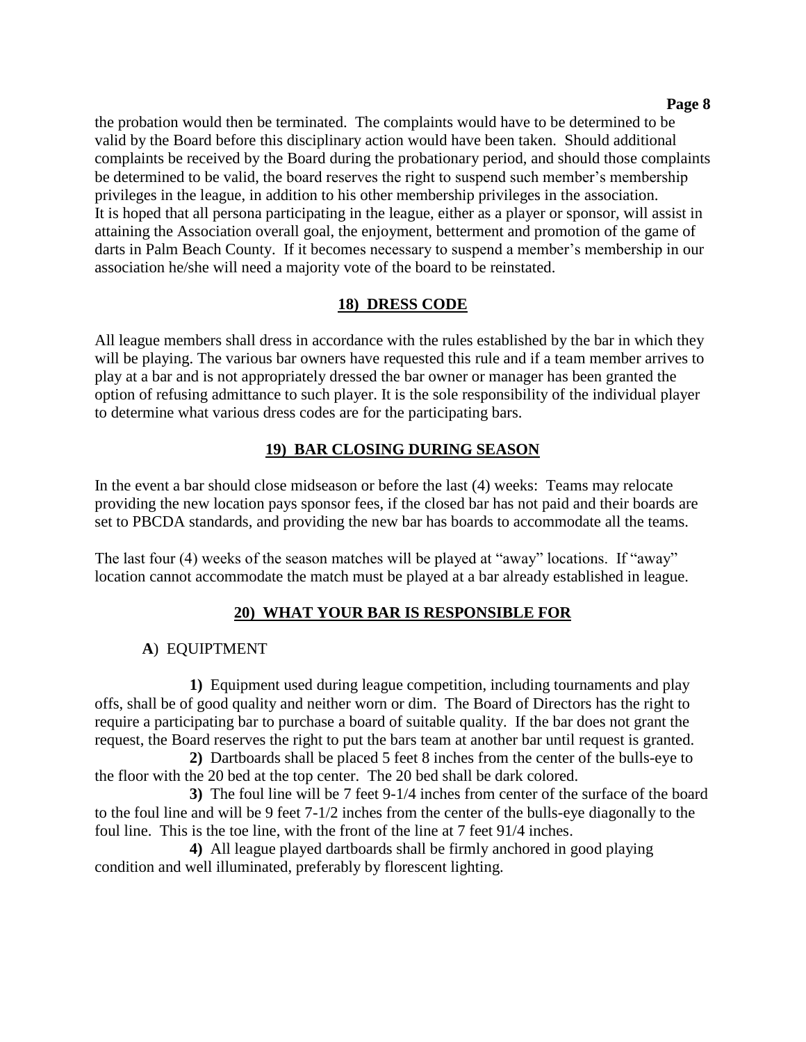the probation would then be terminated. The complaints would have to be determined to be valid by the Board before this disciplinary action would have been taken. Should additional complaints be received by the Board during the probationary period, and should those complaints be determined to be valid, the board reserves the right to suspend such member's membership privileges in the league, in addition to his other membership privileges in the association. It is hoped that all persona participating in the league, either as a player or sponsor, will assist in attaining the Association overall goal, the enjoyment, betterment and promotion of the game of darts in Palm Beach County. If it becomes necessary to suspend a member's membership in our association he/she will need a majority vote of the board to be reinstated.

## 18) DRESS CODE

All league members shall dress in accordance with the rules established by the bar in which they will be playing. The various bar owners have requested this rule and if a team member arrives to play at a bar and is not appropriately dressed the bar owner or manager has been granted the option of refusing admittance to such player. It is the sole responsibility of the individual player to determine what various dress codes are for the participating bars.

## 19) BAR CLOSING DURING SEASON

In the event a bar should close midseason or before the last (4) weeks: Teams may relocate providing the new location pays sponsor fees, if the closed bar has not paid and their boards are set to PBCDA standards, and providing the new bar has boards to accommodate all the teams.

The last four (4) weeks of the season matches will be played at "away" locations. If "away" location cannot accommodate the match must be played at a bar already established in league.

## 20) WHAT YOUR BAR IS RESPONSIBLE FOR

**A**) EQUIPTMENT

**1)** Equipment used during league competition, including tournaments and play offs, shall be of good quality and neither worn or dim. The Board of Directors has the right to require a participating bar to purchase a board of suitable quality. If the bar does not grant the request, the Board reserves the right to put the bars team at another bar until request is granted.

**2)** Dartboards shall be placed 5 feet 8 inches from the center of the bulls-eye to the floor with the 20 bed at the top center. The 20 bed shall be dark colored.

**3)** The foul line will be 7 feet 9-1/4 inches from center of the surface of the board to the foul line and will be 9 feet 7-1/2 inches from the center of the bulls-eye diagonally to the foul line. This is the toe line, with the front of the line at 7 feet 91/4 inches.

**4)** All league played dartboards shall be firmly anchored in good playing condition and well illuminated, preferably by florescent lighting.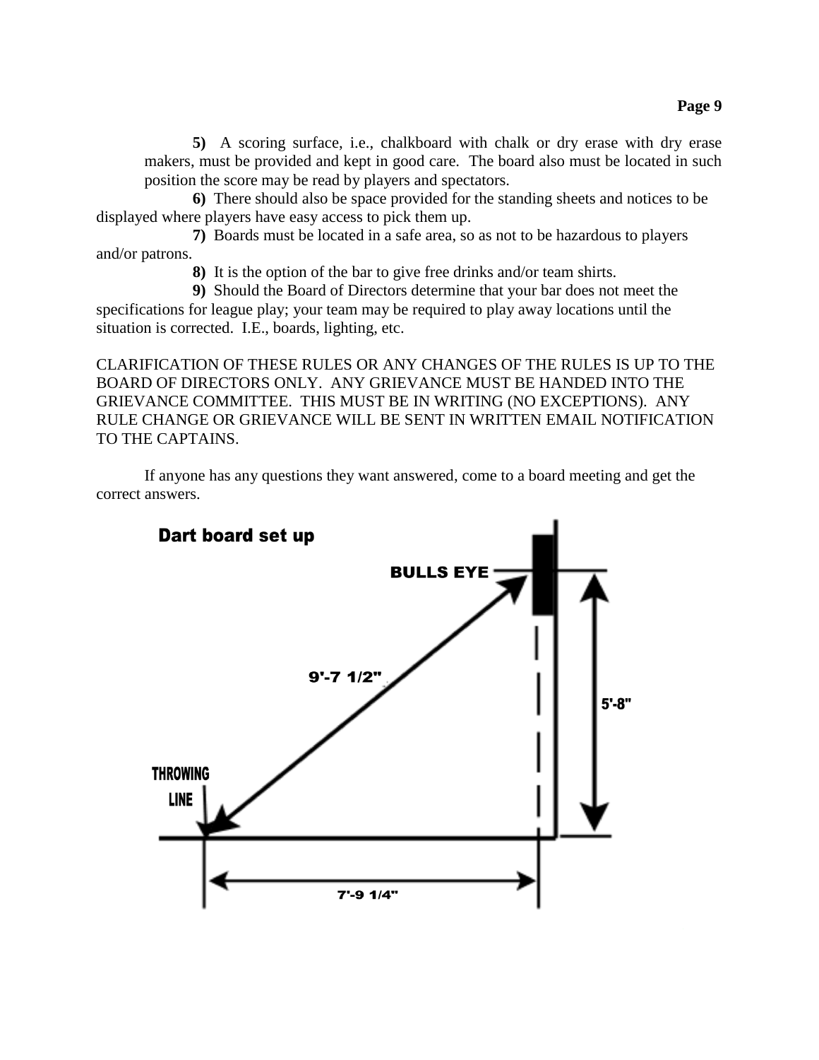**5)** A scoring surface, i.e., chalkboard with chalk or dry erase with dry erase makers, must be provided and kept in good care. The board also must be located in such position the score may be read by players and spectators.

**6)** There should also be space provided for the standing sheets and notices to be displayed where players have easy access to pick them up.

**7)** Boards must be located in a safe area, so as not to be hazardous to players and/or patrons.

**8)** It is the option of the bar to give free drinks and/or team shirts.

**9)** Should the Board of Directors determine that your bar does not meet the specifications for league play; your team may be required to play away locations until the situation is corrected. I.E., boards, lighting, etc.

CLARIFICATION OF THESE RULES OR ANY CHANGES OF THE RULES IS UP TO THE BOARD OF DIRECTORS ONLY. ANY GRIEVANCE MUST BE HANDED INTO THE GRIEVANCE COMMITTEE. THIS MUST BE IN WRITING (NO EXCEPTIONS). ANY RULE CHANGE OR GRIEVANCE WILL BE SENT IN WRITTEN EMAIL NOTIFICATION TO THE CAPTAINS.

If anyone has any questions they want answered, come to a board meeting and get the correct answers.

**Dart board set up**

BULLS EYE

9'-7 1/2"

5'-8"

THROWING LINE

7'-9 1/4"